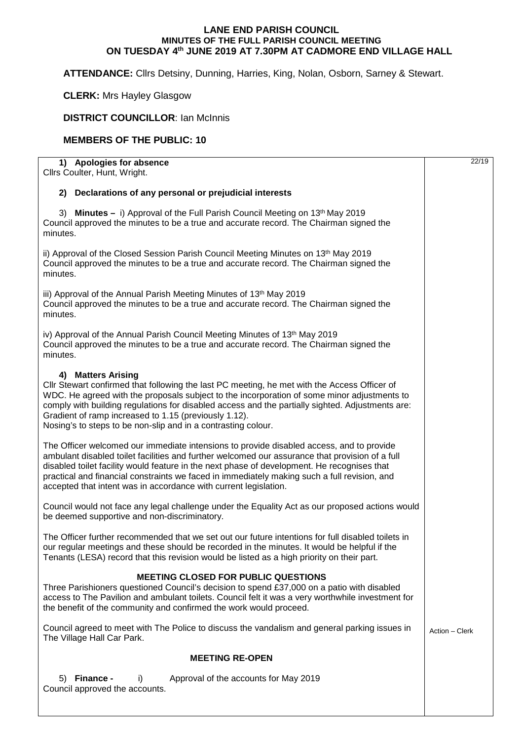# LANE END PARISH COUNCIL

## MINUTES OF THE FULL PARISH COUNCIL MEETING ON TUESDAY 4th JUNE 2019 AT 7.30PM AT CADMORE END VILLAGE HALL

**ATTENDANCE:** Cllrs Detsiny, Dunning, Harries, King, Nolan, Osborn, Sarney & Stewart.

**CLERK:** Mrs Hayley Glasgow

**DISTRICT COUNCILLOR**: Ian McInnis

**MEMBERS OF THE PUBLIC: 10**

| | 22/19 |
|---|---|
| **1) Apologies for absence**<br>Cllrs Coulter, Hunt, Wright.<br><br>**2) Declarations of any personal or prejudicial interests**<br><br>3) **Minutes –** i) Approval of the Full Parish Council Meeting on 13th May 2019<br>Council approved the minutes to be a true and accurate record. The Chairman signed the minutes.<br><br>ii) Approval of the Closed Session Parish Council Meeting Minutes on 13th May 2019<br>Council approved the minutes to be a true and accurate record. The Chairman signed the minutes.<br><br>iii) Approval of the Annual Parish Meeting Minutes of 13th May 2019<br>Council approved the minutes to be a true and accurate record. The Chairman signed the minutes.<br><br>iv) Approval of the Annual Parish Council Meeting Minutes of 13th May 2019<br>Council approved the minutes to be a true and accurate record. The Chairman signed the minutes.<br><br>**4) Matters Arising**<br>Cllr Stewart confirmed that following the last PC meeting, he met with the Access Officer of WDC. He agreed with the proposals subject to the incorporation of some minor adjustments to comply with building regulations for disabled access and the partially sighted. Adjustments are:<br>Gradient of ramp increased to 1.15 (previously 1.12).<br>Nosing's to steps to be non-slip and in a contrasting colour.<br><br>The Officer welcomed our immediate intensions to provide disabled access, and to provide ambulant disabled toilet facilities and further welcomed our assurance that provision of a full disabled toilet facility would feature in the next phase of development. He recognises that practical and financial constraints we faced in immediately making such a full revision, and accepted that intent was in accordance with current legislation.<br><br>Council would not face any legal challenge under the Equality Act as our proposed actions would be deemed supportive and non-discriminatory.<br><br>The Officer further recommended that we set out our future intentions for full disabled toilets in our regular meetings and these should be recorded in the minutes. It would be helpful if the Tenants (LESA) record that this revision would be listed as a high priority on their part.<br><br>**MEETING CLOSED FOR PUBLIC QUESTIONS**<br>Three Parishioners questioned Council's decision to spend £37,000 on a patio with disabled access to The Pavilion and ambulant toilets. Council felt it was a very worthwhile investment for the benefit of the community and confirmed the work would proceed.<br><br>Council agreed to meet with The Police to discuss the vandalism and general parking issues in The Village Hall Car Park. | Action – Clerk |
| **MEETING RE-OPEN**<br><br>5) **Finance -** i) Approval of the accounts for May 2019<br>Council approved the accounts. | |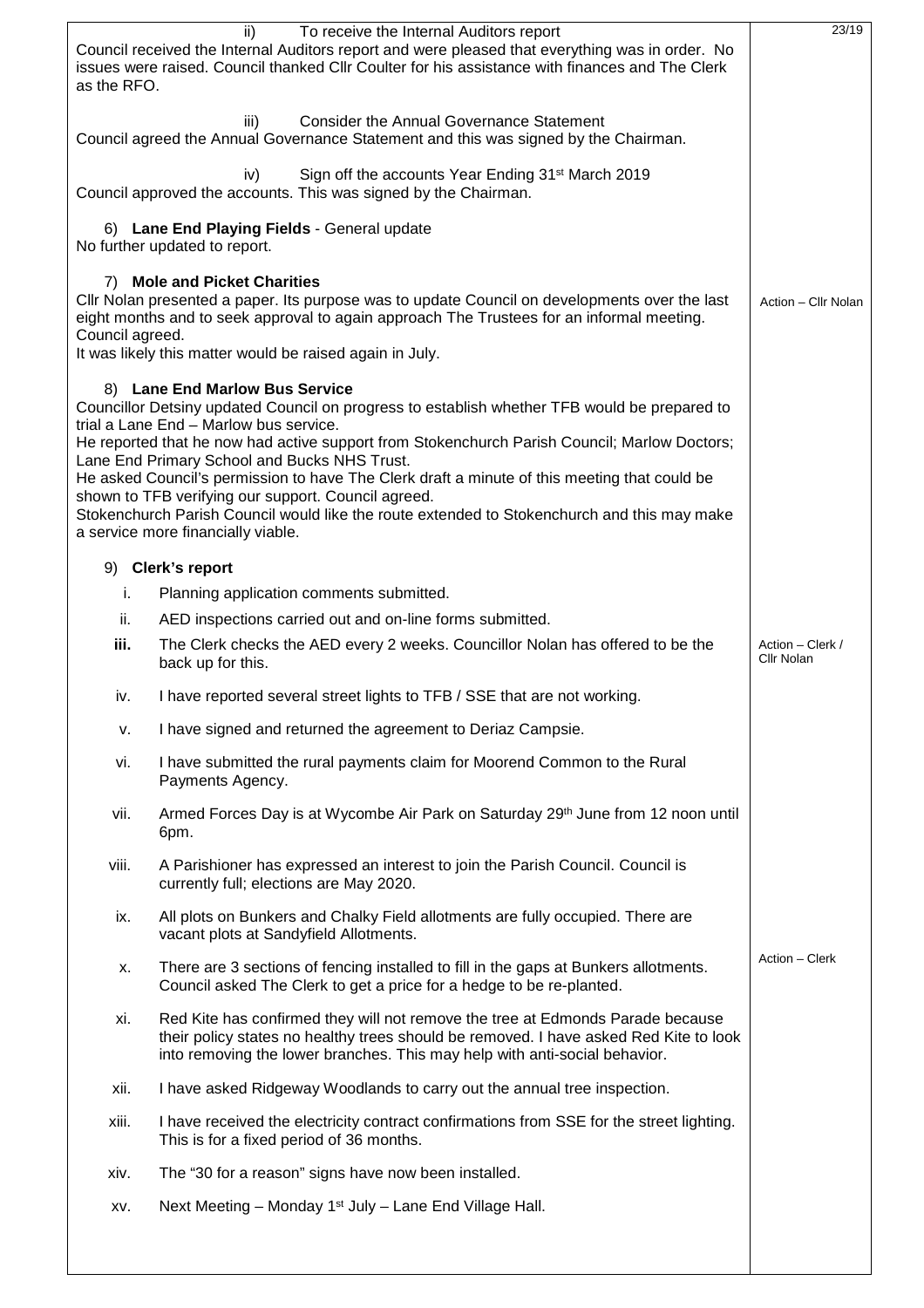ii) To receive the Internal Auditors report

Council received the Internal Auditors report and were pleased that everything was in order. No issues were raised. Council thanked Cllr Coulter for his assistance with finances and The Clerk as the RFO.

iii) Consider the Annual Governance Statement

Council agreed the Annual Governance Statement and this was signed by the Chairman.

iv) Sign off the accounts Year Ending 31st March 2019

Council approved the accounts. This was signed by the Chairman.

6) **Lane End Playing Fields** - General update

No further updated to report.

7) **Mole and Picket Charities**

Cllr Nolan presented a paper. Its purpose was to update Council on developments over the last eight months and to seek approval to again approach The Trustees for an informal meeting. Council agreed.
It was likely this matter would be raised again in July.

*Action – Cllr Nolan*

8) **Lane End Marlow Bus Service**

Councillor Detsiny updated Council on progress to establish whether TFB would be prepared to trial a Lane End – Marlow bus service.
He reported that he now had active support from Stokenchurch Parish Council; Marlow Doctors; Lane End Primary School and Bucks NHS Trust.
He asked Council's permission to have The Clerk draft a minute of this meeting that could be shown to TFB verifying our support. Council agreed.
Stokenchurch Parish Council would like the route extended to Stokenchurch and this may make a service more financially viable.

9) **Clerk's report**

| | | |
|---|---|---|
| i. | Planning application comments submitted. | |
| ii. | AED inspections carried out and on-line forms submitted. | |
| **iii.** | The Clerk checks the AED every 2 weeks. Councillor Nolan has offered to be the back up for this. | Action – Clerk / Cllr Nolan |
| iv. | I have reported several street lights to TFB / SSE that are not working. | |
| v. | I have signed and returned the agreement to Deriaz Campsie. | |
| vi. | I have submitted the rural payments claim for Moorend Common to the Rural Payments Agency. | |
| vii. | Armed Forces Day is at Wycombe Air Park on Saturday 29th June from 12 noon until 6pm. | |
| viii. | A Parishioner has expressed an interest to join the Parish Council. Council is currently full; elections are May 2020. | |
| ix. | All plots on Bunkers and Chalky Field allotments are fully occupied. There are vacant plots at Sandyfield Allotments. | |
| x. | There are 3 sections of fencing installed to fill in the gaps at Bunkers allotments. Council asked The Clerk to get a price for a hedge to be re-planted. | Action – Clerk |
| xi. | Red Kite has confirmed they will not remove the tree at Edmonds Parade because their policy states no healthy trees should be removed. I have asked Red Kite to look into removing the lower branches. This may help with anti-social behavior. | |
| xii. | I have asked Ridgeway Woodlands to carry out the annual tree inspection. | |
| xiii. | I have received the electricity contract confirmations from SSE for the street lighting. This is for a fixed period of 36 months. | |
| xiv. | The "30 for a reason" signs have now been installed. | |
| xv. | Next Meeting – Monday 1st July – Lane End Village Hall. | |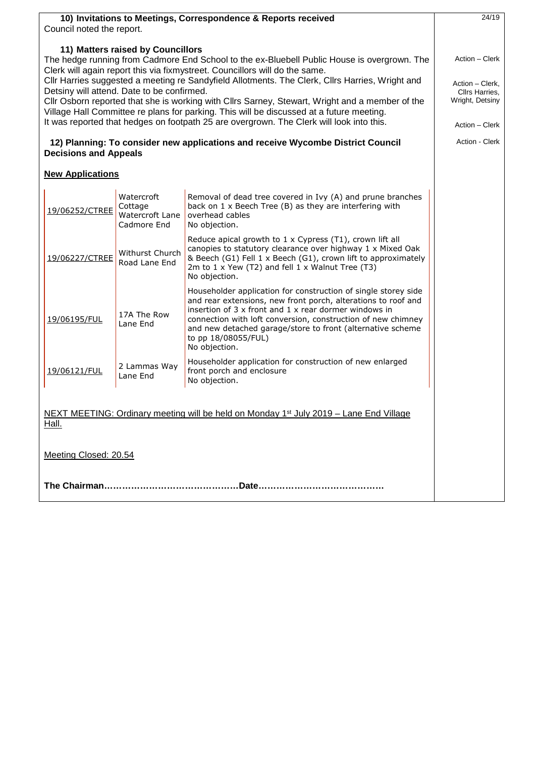### 10) Invitations to Meetings, Correspondence & Reports received

Council noted the report.

### 11) Matters raised by Councillors

The hedge running from Cadmore End School to the ex-Bluebell Public House is overgrown. The Clerk will again report this via fixmystreet. Councillors will do the same. — Action – Clerk

Cllr Harries suggested a meeting re Sandyfield Allotments. The Clerk, Cllrs Harries, Wright and Detsiny will attend. Date to be confirmed. — Action – Clerk, Cllrs Harries, Wright, Detsiny

Cllr Osborn reported that she is working with Cllrs Sarney, Stewart, Wright and a member of the Village Hall Committee re plans for parking. This will be discussed at a future meeting.

It was reported that hedges on footpath 25 are overgrown. The Clerk will look into this. — Action – Clerk

### 12) Planning: To consider new applications and receive Wycombe District Council Decisions and Appeals

Action - Clerk

**New Applications**

| | | |
|---|---|---|
| 19/06252/CTREE | Watercroft Cottage Watercroft Lane Cadmore End | Removal of dead tree covered in Ivy (A) and prune branches back on 1 x Beech Tree (B) as they are interfering with overhead cables<br>No objection. |
| 19/06227/CTREE | Withurst Church Road Lane End | Reduce apical growth to 1 x Cypress (T1), crown lift all canopies to statutory clearance over highway 1 x Mixed Oak & Beech (G1) Fell 1 x Beech (G1), crown lift to approximately 2m to 1 x Yew (T2) and fell 1 x Walnut Tree (T3)<br>No objection. |
| 19/06195/FUL | 17A The Row Lane End | Householder application for construction of single storey side and rear extensions, new front porch, alterations to roof and insertion of 3 x front and 1 x rear dormer windows in connection with loft conversion, construction of new chimney and new detached garage/store to front (alternative scheme to pp 18/08055/FUL)<br>No objection. |
| 19/06121/FUL | 2 Lammas Way Lane End | Householder application for construction of new enlarged front porch and enclosure<br>No objection. |

NEXT MEETING: Ordinary meeting will be held on Monday 1st July 2019 – Lane End Village Hall.

Meeting Closed: 20.54

**The Chairman……………………………………Date…………………………………**